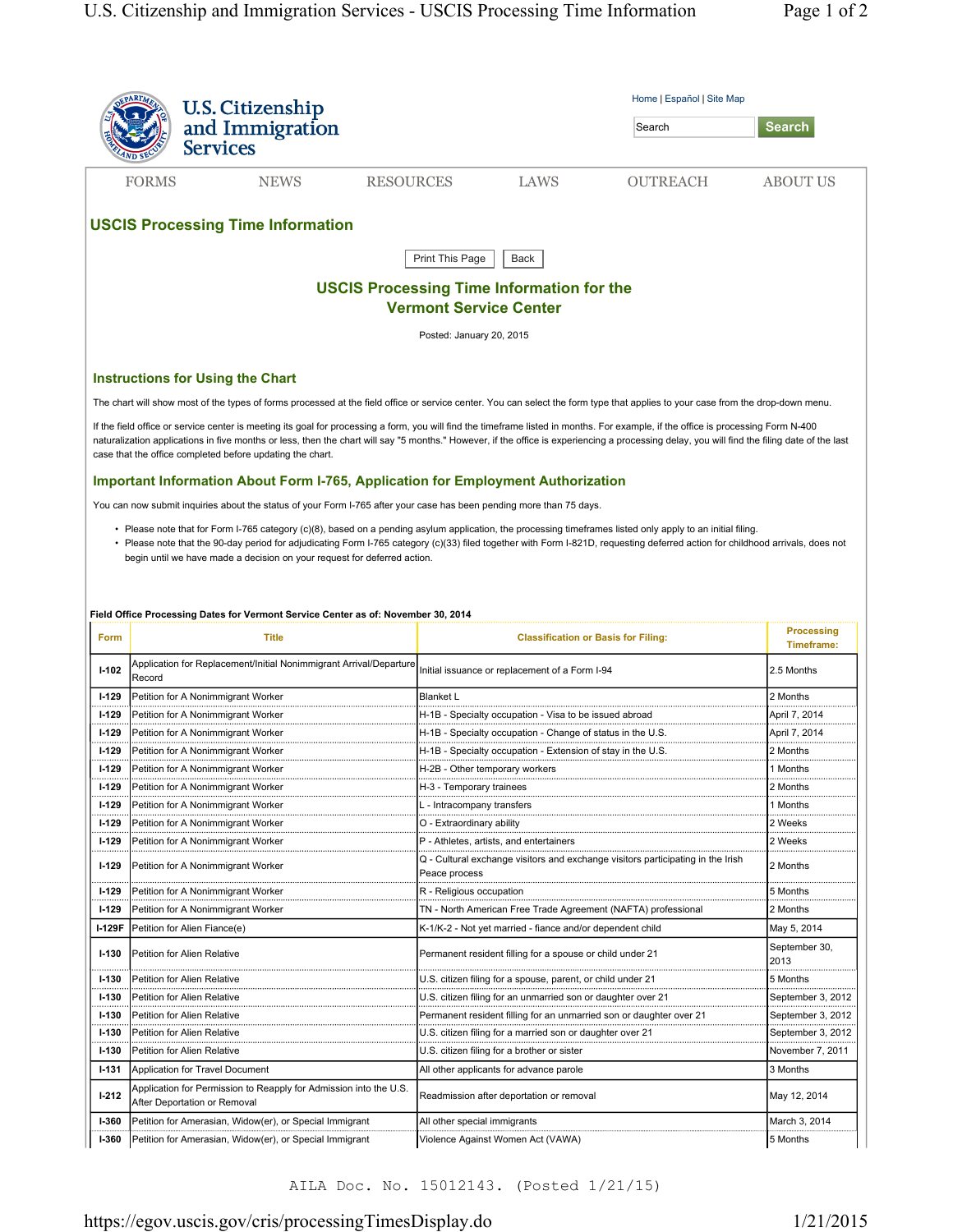U.S. Citizenship and Immigration Services

Home | Español | Site Map

Search

FORMS NEWS RESOURCES LAWS OUTREACH ABOUT US

## USCIS Processing Time Information

Print This Page | Back

### USCIS Processing Time Information for the Vermont Service Center

Posted: January 20, 2015

### Instructions for Using the Chart

The chart will show most of the types of forms processed at the field office or service center. You can select the form type that applies to your case from the drop-down menu.

If the field office or service center is meeting its goal for processing a form, you will find the timeframe listed in months. For example, if the office is processing Form N-400 naturalization applications in five months or less, then the chart will say "5 months." However, if the office is experiencing a processing delay, you will find the filing date of the last case that the office completed before updating the chart.

### Important Information About Form I-765, Application for Employment Authorization

You can now submit inquiries about the status of your Form I-765 after your case has been pending more than 75 days.

- Please note that for Form I-765 category (c)(8), based on a pending asylum application, the processing timeframes listed only apply to an initial filing.
- Please note that the 90-day period for adjudicating Form I-765 category (c)(33) filed together with Form I-821D, requesting deferred action for childhood arrivals, does not begin until we have made a decision on your request for deferred action.

**Field Office Processing Dates for Vermont Service Center as of: November 30, 2014**

| Form | Title | Classification or Basis for Filing: | Processing Timeframe: |
|---|---|---|---|
| I-102 | Application for Replacement/Initial Nonimmigrant Arrival/Departure Record | Initial issuance or replacement of a Form I-94 | 2.5 Months |
| I-129 | Petition for A Nonimmigrant Worker | Blanket L | 2 Months |
| I-129 | Petition for A Nonimmigrant Worker | H-1B - Specialty occupation - Visa to be issued abroad | April 7, 2014 |
| I-129 | Petition for A Nonimmigrant Worker | H-1B - Specialty occupation - Change of status in the U.S. | April 7, 2014 |
| I-129 | Petition for A Nonimmigrant Worker | H-1B - Specialty occupation - Extension of stay in the U.S. | 2 Months |
| I-129 | Petition for A Nonimmigrant Worker | H-2B - Other temporary workers | 1 Months |
| I-129 | Petition for A Nonimmigrant Worker | H-3 - Temporary trainees | 2 Months |
| I-129 | Petition for A Nonimmigrant Worker | L - Intracompany transfers | 1 Months |
| I-129 | Petition for A Nonimmigrant Worker | O - Extraordinary ability | 2 Weeks |
| I-129 | Petition for A Nonimmigrant Worker | P - Athletes, artists, and entertainers | 2 Weeks |
| I-129 | Petition for A Nonimmigrant Worker | Q - Cultural exchange visitors and exchange visitors participating in the Irish Peace process | 2 Months |
| I-129 | Petition for A Nonimmigrant Worker | R - Religious occupation | 5 Months |
| I-129 | Petition for A Nonimmigrant Worker | TN - North American Free Trade Agreement (NAFTA) professional | 2 Months |
| I-129F | Petition for Alien Fiance(e) | K-1/K-2 - Not yet married - fiance and/or dependent child | May 5, 2014 |
| I-130 | Petition for Alien Relative | Permanent resident filling for a spouse or child under 21 | September 30, 2013 |
| I-130 | Petition for Alien Relative | U.S. citizen filing for a spouse, parent, or child under 21 | 5 Months |
| I-130 | Petition for Alien Relative | U.S. citizen filing for an unmarried son or daughter over 21 | September 3, 2012 |
| I-130 | Petition for Alien Relative | Permanent resident filling for an unmarried son or daughter over 21 | September 3, 2012 |
| I-130 | Petition for Alien Relative | U.S. citizen filing for a married son or daughter over 21 | September 3, 2012 |
| I-130 | Petition for Alien Relative | U.S. citizen filing for a brother or sister | November 7, 2011 |
| I-131 | Application for Travel Document | All other applicants for advance parole | 3 Months |
| I-212 | Application for Permission to Reapply for Admission into the U.S. After Deportation or Removal | Readmission after deportation or removal | May 12, 2014 |
| I-360 | Petition for Amerasian, Widow(er), or Special Immigrant | All other special immigrants | March 3, 2014 |
| I-360 | Petition for Amerasian, Widow(er), or Special Immigrant | Violence Against Women Act (VAWA) | 5 Months |

AILA Doc. No. 15012143. (Posted 1/21/15)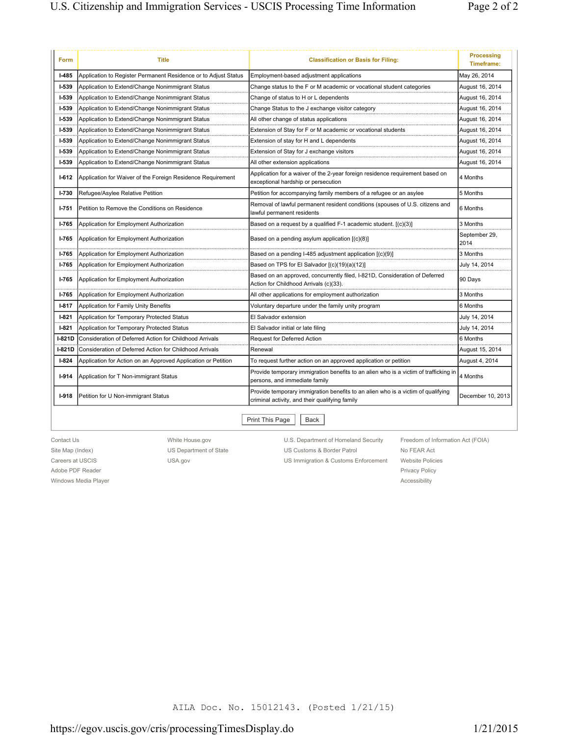| Form | Title | Classification or Basis for Filing: | Processing Timeframe: |
|---|---|---|---|
| I-485 | Application to Register Permanent Residence or to Adjust Status | Employment-based adjustment applications | May 26, 2014 |
| I-539 | Application to Extend/Change Nonimmigrant Status | Change status to the F or M academic or vocational student categories | August 16, 2014 |
| I-539 | Application to Extend/Change Nonimmigrant Status | Change of status to H or L dependents | August 16, 2014 |
| I-539 | Application to Extend/Change Nonimmigrant Status | Change Status to the J exchange visitor category | August 16, 2014 |
| I-539 | Application to Extend/Change Nonimmigrant Status | All other change of status applications | August 16, 2014 |
| I-539 | Application to Extend/Change Nonimmigrant Status | Extension of Stay for F or M academic or vocational students | August 16, 2014 |
| I-539 | Application to Extend/Change Nonimmigrant Status | Extension of stay for H and L dependents | August 16, 2014 |
| I-539 | Application to Extend/Change Nonimmigrant Status | Extension of Stay for J exchange visitors | August 16, 2014 |
| I-539 | Application to Extend/Change Nonimmigrant Status | All other extension applications | August 16, 2014 |
| I-612 | Application for Waiver of the Foreign Residence Requirement | Application for a waiver of the 2-year foreign residence requirement based on exceptional hardship or persecution | 4 Months |
| I-730 | Refugee/Asylee Relative Petition | Petition for accompanying family members of a refugee or an asylee | 5 Months |
| I-751 | Petition to Remove the Conditions on Residence | Removal of lawful permanent resident conditions (spouses of U.S. citizens and lawful permanent residents | 6 Months |
| I-765 | Application for Employment Authorization | Based on a request by a qualified F-1 academic student. [(c)(3)] | 3 Months |
| I-765 | Application for Employment Authorization | Based on a pending asylum application [(c)(8)] | September 29, 2014 |
| I-765 | Application for Employment Authorization | Based on a pending I-485 adjustment application [(c)(9)] | 3 Months |
| I-765 | Application for Employment Authorization | Based on TPS for El Salvador [(c)(19)(a)(12)] | July 14, 2014 |
| I-765 | Application for Employment Authorization | Based on an approved, concurrently filed, I-821D, Consideration of Deferred Action for Childhood Arrivals (c)(33). | 90 Days |
| I-765 | Application for Employment Authorization | All other applications for employment authorization | 3 Months |
| I-817 | Application for Family Unity Benefits | Voluntary departure under the family unity program | 6 Months |
| I-821 | Application for Temporary Protected Status | El Salvador extension | July 14, 2014 |
| I-821 | Application for Temporary Protected Status | El Salvador initial or late filing | July 14, 2014 |
| I-821D | Consideration of Deferred Action for Childhood Arrivals | Request for Deferred Action | 6 Months |
| I-821D | Consideration of Deferred Action for Childhood Arrivals | Renewal | August 15, 2014 |
| I-824 | Application for Action on an Approved Application or Petition | To request further action on an approved application or petition | August 4, 2014 |
| I-914 | Application for T Non-immigrant Status | Provide temporary immigration benefits to an alien who is a victim of trafficking in persons, and immediate family | 4 Months |
| I-918 | Petition for U Non-immigrant Status | Provide temporary immigration benefits to an alien who is a victim of qualifying criminal activity, and their qualifying family | December 10, 2013 |

Print This Page | Back

Contact Us
Site Map (Index)
Careers at USCIS
Adobe PDF Reader
Windows Media Player

White House.gov
US Department of State
USA.gov

U.S. Department of Homeland Security
US Customs & Border Patrol
US Immigration & Customs Enforcement

Freedom of Information Act (FOIA)
No FEAR Act
Website Policies
Privacy Policy
Accessibility

AILA Doc. No. 15012143. (Posted 1/21/15)